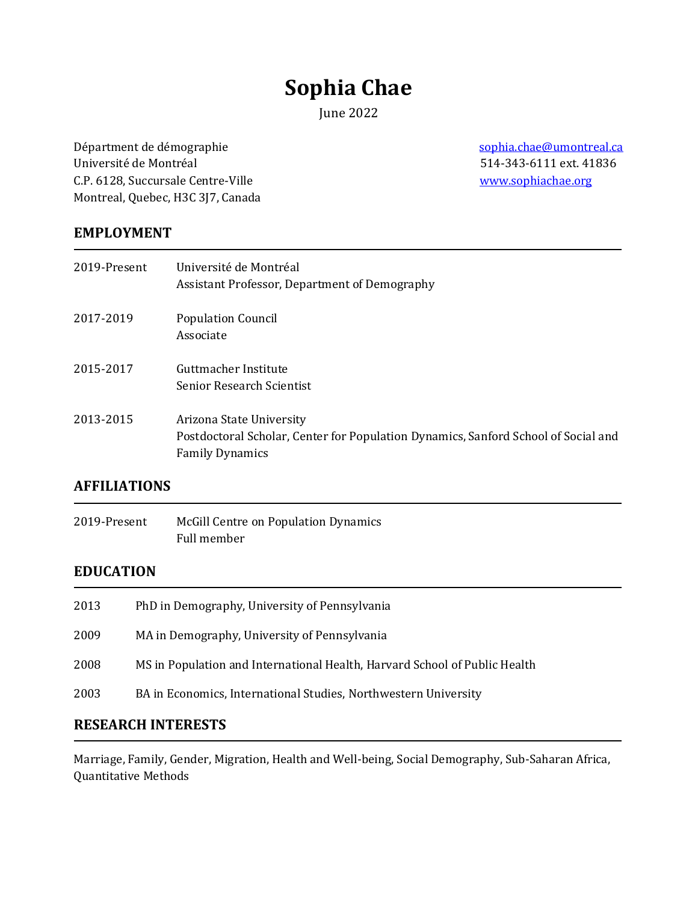# Sophia Chae

June 2022

Départment de démographie
Université de Montréal
C.P. 6128, Succursale Centre-Ville
Montreal, Quebec, H3C 3J7, Canada

sophia.chae@umontreal.ca
514-343-6111 ext. 41836
www.sophiachae.org

## EMPLOYMENT

2019-Present
Université de Montréal
Assistant Professor, Department of Demography

2017-2019
Population Council
Associate

2015-2017
Guttmacher Institute
Senior Research Scientist

2013-2015
Arizona State University
Postdoctoral Scholar, Center for Population Dynamics, Sanford School of Social and Family Dynamics

## AFFILIATIONS

2019-Present
McGill Centre on Population Dynamics
Full member

## EDUCATION

2013 PhD in Demography, University of Pennsylvania

2009 MA in Demography, University of Pennsylvania

2008 MS in Population and International Health, Harvard School of Public Health

2003 BA in Economics, International Studies, Northwestern University

## RESEARCH INTERESTS

Marriage, Family, Gender, Migration, Health and Well-being, Social Demography, Sub-Saharan Africa, Quantitative Methods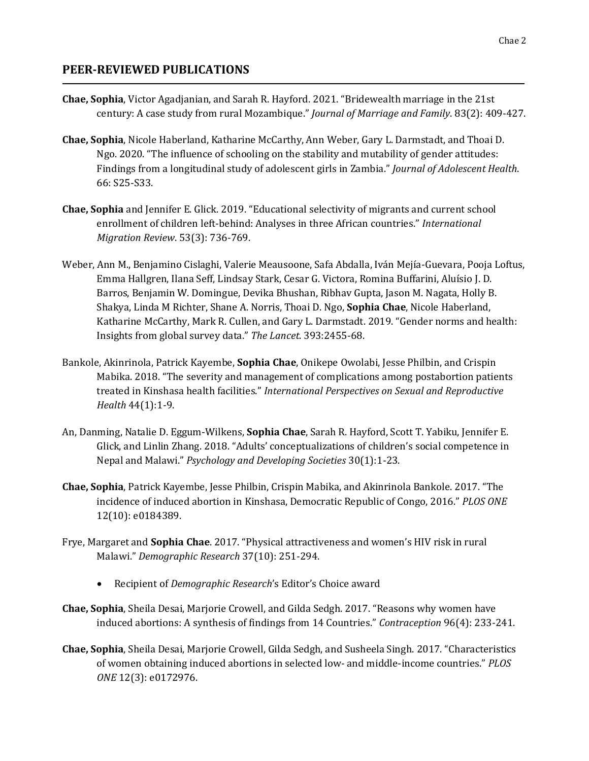## PEER-REVIEWED PUBLICATIONS

**Chae, Sophia**, Victor Agadjanian, and Sarah R. Hayford. 2021. "Bridewealth marriage in the 21st century: A case study from rural Mozambique." *Journal of Marriage and Family*. 83(2): 409-427.

**Chae, Sophia**, Nicole Haberland, Katharine McCarthy, Ann Weber, Gary L. Darmstadt, and Thoai D. Ngo. 2020. "The influence of schooling on the stability and mutability of gender attitudes: Findings from a longitudinal study of adolescent girls in Zambia." *Journal of Adolescent Health*. 66: S25-S33.

**Chae, Sophia** and Jennifer E. Glick. 2019. "Educational selectivity of migrants and current school enrollment of children left-behind: Analyses in three African countries." *International Migration Review*. 53(3): 736-769.

Weber, Ann M., Benjamino Cislaghi, Valerie Meausoone, Safa Abdalla, Iván Mejía-Guevara, Pooja Loftus, Emma Hallgren, Ilana Seff, Lindsay Stark, Cesar G. Victora, Romina Buffarini, Aluísio J. D. Barros, Benjamin W. Domingue, Devika Bhushan, Ribhav Gupta, Jason M. Nagata, Holly B. Shakya, Linda M Richter, Shane A. Norris, Thoai D. Ngo, **Sophia Chae**, Nicole Haberland, Katharine McCarthy, Mark R. Cullen, and Gary L. Darmstadt. 2019. "Gender norms and health: Insights from global survey data." *The Lancet*. 393:2455-68.

Bankole, Akinrinola, Patrick Kayembe, **Sophia Chae**, Onikepe Owolabi, Jesse Philbin, and Crispin Mabika. 2018. "The severity and management of complications among postabortion patients treated in Kinshasa health facilities." *International Perspectives on Sexual and Reproductive Health* 44(1):1-9.

An, Danming, Natalie D. Eggum-Wilkens, **Sophia Chae**, Sarah R. Hayford, Scott T. Yabiku, Jennifer E. Glick, and Linlin Zhang. 2018. "Adults' conceptualizations of children's social competence in Nepal and Malawi." *Psychology and Developing Societies* 30(1):1-23.

**Chae, Sophia**, Patrick Kayembe, Jesse Philbin, Crispin Mabika, and Akinrinola Bankole. 2017. "The incidence of induced abortion in Kinshasa, Democratic Republic of Congo, 2016." *PLOS ONE* 12(10): e0184389.

Frye, Margaret and **Sophia Chae**. 2017. "Physical attractiveness and women's HIV risk in rural Malawi." *Demographic Research* 37(10): 251-294.

- Recipient of *Demographic Research*'s Editor's Choice award

**Chae, Sophia**, Sheila Desai, Marjorie Crowell, and Gilda Sedgh. 2017. "Reasons why women have induced abortions: A synthesis of findings from 14 Countries." *Contraception* 96(4): 233-241.

**Chae, Sophia**, Sheila Desai, Marjorie Crowell, Gilda Sedgh, and Susheela Singh. 2017. "Characteristics of women obtaining induced abortions in selected low- and middle-income countries." *PLOS ONE* 12(3): e0172976.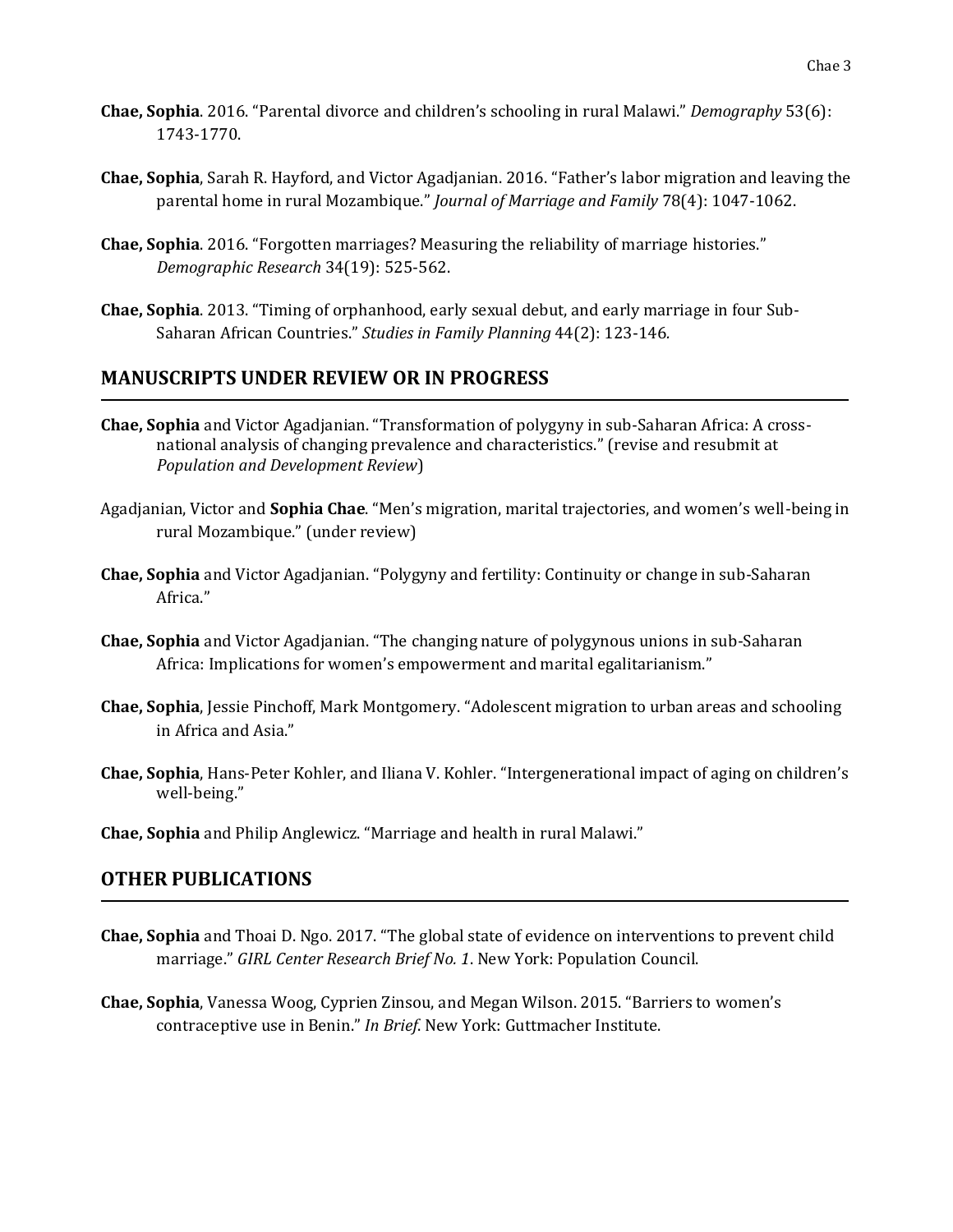**Chae, Sophia**. 2016. "Parental divorce and children's schooling in rural Malawi." *Demography* 53(6): 1743-1770.

**Chae, Sophia**, Sarah R. Hayford, and Victor Agadjanian. 2016. "Father's labor migration and leaving the parental home in rural Mozambique." *Journal of Marriage and Family* 78(4): 1047-1062.

**Chae, Sophia**. 2016. "Forgotten marriages? Measuring the reliability of marriage histories." *Demographic Research* 34(19): 525-562.

**Chae, Sophia**. 2013. "Timing of orphanhood, early sexual debut, and early marriage in four Sub-Saharan African Countries." *Studies in Family Planning* 44(2): 123-146.

## MANUSCRIPTS UNDER REVIEW OR IN PROGRESS

**Chae, Sophia** and Victor Agadjanian. "Transformation of polygyny in sub-Saharan Africa: A cross-national analysis of changing prevalence and characteristics." (revise and resubmit at *Population and Development Review*)

Agadjanian, Victor and **Sophia Chae**. "Men's migration, marital trajectories, and women's well-being in rural Mozambique." (under review)

**Chae, Sophia** and Victor Agadjanian. "Polygyny and fertility: Continuity or change in sub-Saharan Africa."

**Chae, Sophia** and Victor Agadjanian. "The changing nature of polygynous unions in sub-Saharan Africa: Implications for women's empowerment and marital egalitarianism."

**Chae, Sophia**, Jessie Pinchoff, Mark Montgomery. "Adolescent migration to urban areas and schooling in Africa and Asia."

**Chae, Sophia**, Hans-Peter Kohler, and Iliana V. Kohler. "Intergenerational impact of aging on children's well-being."

**Chae, Sophia** and Philip Anglewicz. "Marriage and health in rural Malawi."

## OTHER PUBLICATIONS

**Chae, Sophia** and Thoai D. Ngo. 2017. "The global state of evidence on interventions to prevent child marriage." *GIRL Center Research Brief No. 1*. New York: Population Council.

**Chae, Sophia**, Vanessa Woog, Cyprien Zinsou, and Megan Wilson. 2015. "Barriers to women's contraceptive use in Benin." *In Brief*. New York: Guttmacher Institute.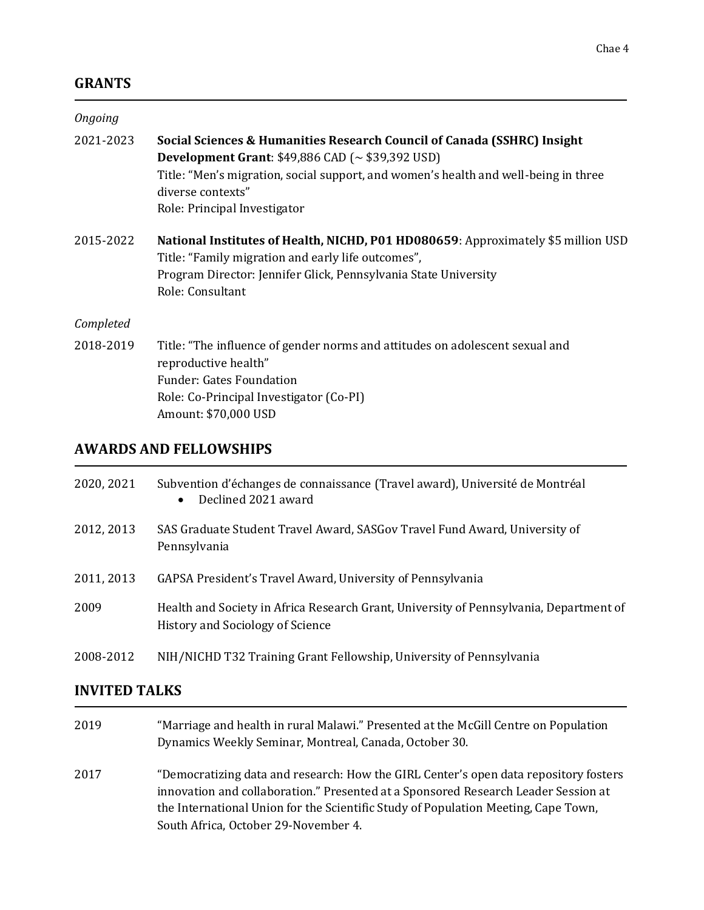## GRANTS

*Ongoing*

2021-2023 **Social Sciences & Humanities Research Council of Canada (SSHRC) Insight Development Grant**: $49,886 CAD (~ $39,392 USD)
Title: "Men's migration, social support, and women's health and well-being in three diverse contexts"
Role: Principal Investigator

2015-2022 **National Institutes of Health, NICHD, P01 HD080659**: Approximately $5 million USD
Title: "Family migration and early life outcomes",
Program Director: Jennifer Glick, Pennsylvania State University
Role: Consultant

*Completed*

2018-2019 Title: "The influence of gender norms and attitudes on adolescent sexual and reproductive health"
Funder: Gates Foundation
Role: Co-Principal Investigator (Co-PI)
Amount: $70,000 USD

## AWARDS AND FELLOWSHIPS

2020, 2021 Subvention d'échanges de connaissance (Travel award), Université de Montréal
- Declined 2021 award

2012, 2013 SAS Graduate Student Travel Award, SASGov Travel Fund Award, University of Pennsylvania

2011, 2013 GAPSA President's Travel Award, University of Pennsylvania

2009 Health and Society in Africa Research Grant, University of Pennsylvania, Department of History and Sociology of Science

2008-2012 NIH/NICHD T32 Training Grant Fellowship, University of Pennsylvania

## INVITED TALKS

2019 "Marriage and health in rural Malawi." Presented at the McGill Centre on Population Dynamics Weekly Seminar, Montreal, Canada, October 30.

2017 "Democratizing data and research: How the GIRL Center's open data repository fosters innovation and collaboration." Presented at a Sponsored Research Leader Session at the International Union for the Scientific Study of Population Meeting, Cape Town, South Africa, October 29-November 4.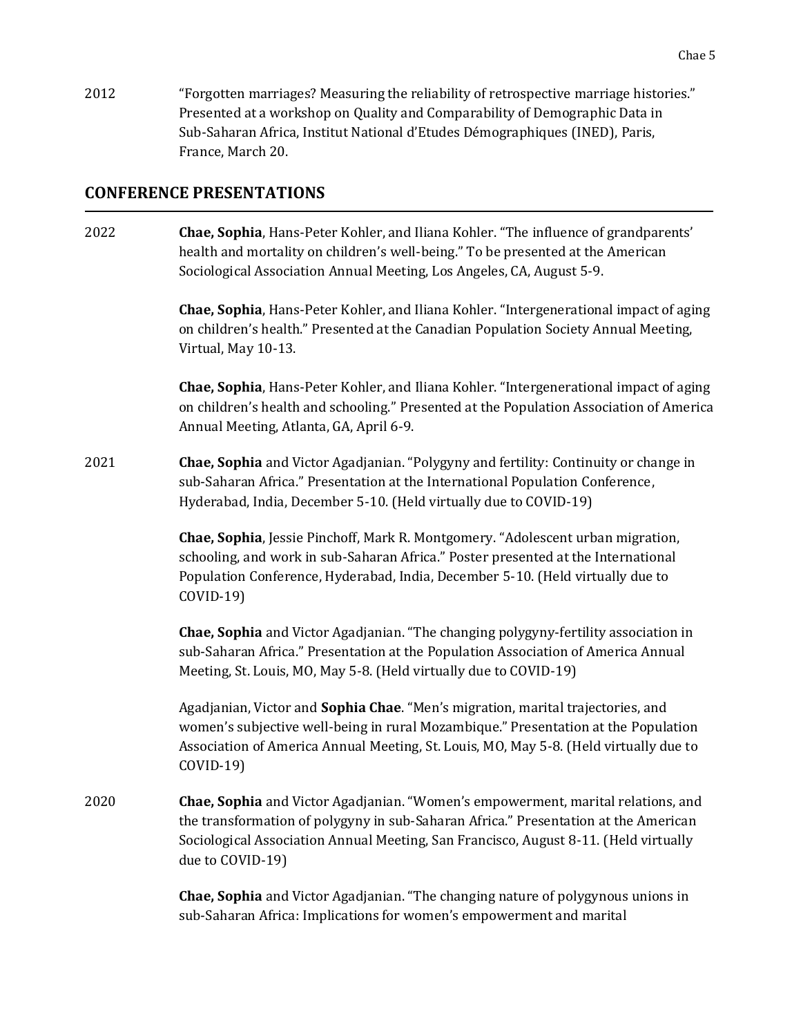2012 “Forgotten marriages? Measuring the reliability of retrospective marriage histories.” Presented at a workshop on Quality and Comparability of Demographic Data in Sub-Saharan Africa, Institut National d’Etudes Démographiques (INED), Paris, France, March 20.

## CONFERENCE PRESENTATIONS

2022

**Chae, Sophia**, Hans-Peter Kohler, and Iliana Kohler. “The influence of grandparents’ health and mortality on children’s well-being.” To be presented at the American Sociological Association Annual Meeting, Los Angeles, CA, August 5-9.

**Chae, Sophia**, Hans-Peter Kohler, and Iliana Kohler. “Intergenerational impact of aging on children’s health.” Presented at the Canadian Population Society Annual Meeting, Virtual, May 10-13.

**Chae, Sophia**, Hans-Peter Kohler, and Iliana Kohler. “Intergenerational impact of aging on children’s health and schooling.” Presented at the Population Association of America Annual Meeting, Atlanta, GA, April 6-9.

2021

**Chae, Sophia** and Victor Agadjanian. “Polygyny and fertility: Continuity or change in sub-Saharan Africa.” Presentation at the International Population Conference, Hyderabad, India, December 5-10. (Held virtually due to COVID-19)

**Chae, Sophia**, Jessie Pinchoff, Mark R. Montgomery. “Adolescent urban migration, schooling, and work in sub-Saharan Africa.” Poster presented at the International Population Conference, Hyderabad, India, December 5-10. (Held virtually due to COVID-19)

**Chae, Sophia** and Victor Agadjanian. “The changing polygyny-fertility association in sub-Saharan Africa.” Presentation at the Population Association of America Annual Meeting, St. Louis, MO, May 5-8. (Held virtually due to COVID-19)

Agadjanian, Victor and **Sophia Chae**. “Men’s migration, marital trajectories, and women’s subjective well-being in rural Mozambique.” Presentation at the Population Association of America Annual Meeting, St. Louis, MO, May 5-8. (Held virtually due to COVID-19)

2020

**Chae, Sophia** and Victor Agadjanian. “Women’s empowerment, marital relations, and the transformation of polygyny in sub-Saharan Africa.” Presentation at the American Sociological Association Annual Meeting, San Francisco, August 8-11. (Held virtually due to COVID-19)

**Chae, Sophia** and Victor Agadjanian. “The changing nature of polygynous unions in sub-Saharan Africa: Implications for women’s empowerment and marital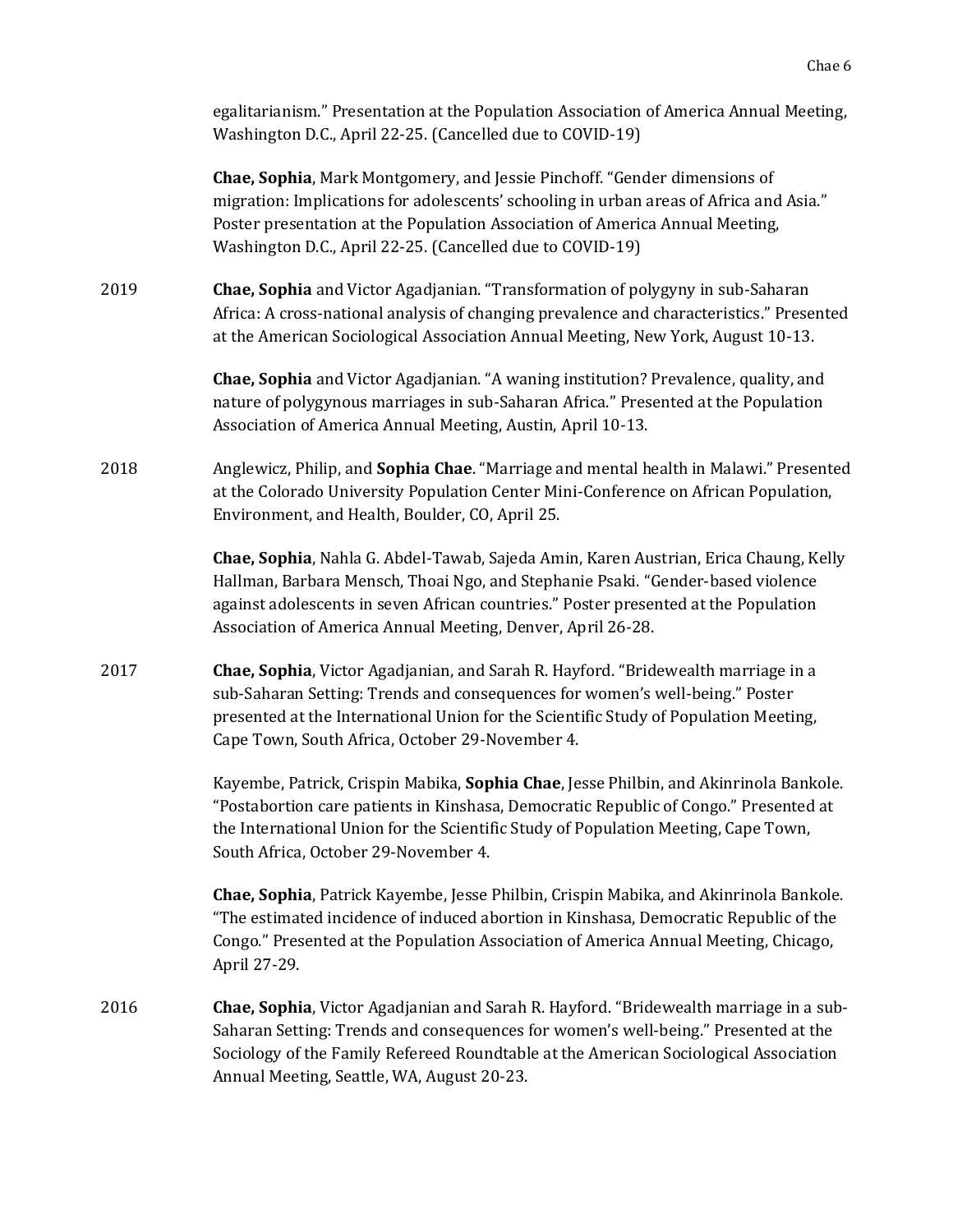egalitarianism." Presentation at the Population Association of America Annual Meeting, Washington D.C., April 22-25. (Cancelled due to COVID-19)

**Chae, Sophia**, Mark Montgomery, and Jessie Pinchoff. "Gender dimensions of migration: Implications for adolescents' schooling in urban areas of Africa and Asia." Poster presentation at the Population Association of America Annual Meeting, Washington D.C., April 22-25. (Cancelled due to COVID-19)

2019 **Chae, Sophia** and Victor Agadjanian. "Transformation of polygyny in sub-Saharan Africa: A cross-national analysis of changing prevalence and characteristics." Presented at the American Sociological Association Annual Meeting, New York, August 10-13.

**Chae, Sophia** and Victor Agadjanian. "A waning institution? Prevalence, quality, and nature of polygynous marriages in sub-Saharan Africa." Presented at the Population Association of America Annual Meeting, Austin, April 10-13.

2018 Anglewicz, Philip, and **Sophia Chae**. "Marriage and mental health in Malawi." Presented at the Colorado University Population Center Mini-Conference on African Population, Environment, and Health, Boulder, CO, April 25.

**Chae, Sophia**, Nahla G. Abdel-Tawab, Sajeda Amin, Karen Austrian, Erica Chaung, Kelly Hallman, Barbara Mensch, Thoai Ngo, and Stephanie Psaki. "Gender-based violence against adolescents in seven African countries." Poster presented at the Population Association of America Annual Meeting, Denver, April 26-28.

2017 **Chae, Sophia**, Victor Agadjanian, and Sarah R. Hayford. "Bridewealth marriage in a sub-Saharan Setting: Trends and consequences for women's well-being." Poster presented at the International Union for the Scientific Study of Population Meeting, Cape Town, South Africa, October 29-November 4.

Kayembe, Patrick, Crispin Mabika, **Sophia Chae**, Jesse Philbin, and Akinrinola Bankole. "Postabortion care patients in Kinshasa, Democratic Republic of Congo." Presented at the International Union for the Scientific Study of Population Meeting, Cape Town, South Africa, October 29-November 4.

**Chae, Sophia**, Patrick Kayembe, Jesse Philbin, Crispin Mabika, and Akinrinola Bankole. "The estimated incidence of induced abortion in Kinshasa, Democratic Republic of the Congo." Presented at the Population Association of America Annual Meeting, Chicago, April 27-29.

2016 **Chae, Sophia**, Victor Agadjanian and Sarah R. Hayford. "Bridewealth marriage in a sub-Saharan Setting: Trends and consequences for women's well-being." Presented at the Sociology of the Family Refereed Roundtable at the American Sociological Association Annual Meeting, Seattle, WA, August 20-23.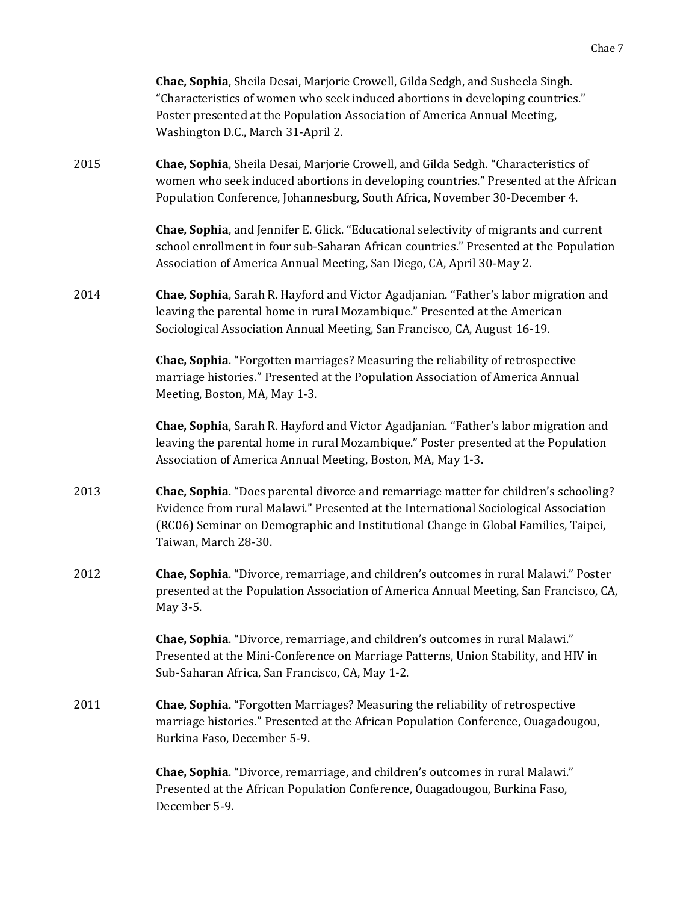**Chae, Sophia**, Sheila Desai, Marjorie Crowell, Gilda Sedgh, and Susheela Singh. "Characteristics of women who seek induced abortions in developing countries." Poster presented at the Population Association of America Annual Meeting, Washington D.C., March 31-April 2.

2015 **Chae, Sophia**, Sheila Desai, Marjorie Crowell, and Gilda Sedgh. "Characteristics of women who seek induced abortions in developing countries." Presented at the African Population Conference, Johannesburg, South Africa, November 30-December 4.

**Chae, Sophia**, and Jennifer E. Glick. "Educational selectivity of migrants and current school enrollment in four sub-Saharan African countries." Presented at the Population Association of America Annual Meeting, San Diego, CA, April 30-May 2.

2014 **Chae, Sophia**, Sarah R. Hayford and Victor Agadjanian. "Father's labor migration and leaving the parental home in rural Mozambique." Presented at the American Sociological Association Annual Meeting, San Francisco, CA, August 16-19.

**Chae, Sophia**. "Forgotten marriages? Measuring the reliability of retrospective marriage histories." Presented at the Population Association of America Annual Meeting, Boston, MA, May 1-3.

**Chae, Sophia**, Sarah R. Hayford and Victor Agadjanian. "Father's labor migration and leaving the parental home in rural Mozambique." Poster presented at the Population Association of America Annual Meeting, Boston, MA, May 1-3.

2013 **Chae, Sophia**. "Does parental divorce and remarriage matter for children's schooling? Evidence from rural Malawi." Presented at the International Sociological Association (RC06) Seminar on Demographic and Institutional Change in Global Families, Taipei, Taiwan, March 28-30.

2012 **Chae, Sophia**. "Divorce, remarriage, and children's outcomes in rural Malawi." Poster presented at the Population Association of America Annual Meeting, San Francisco, CA, May 3-5.

**Chae, Sophia**. "Divorce, remarriage, and children's outcomes in rural Malawi." Presented at the Mini-Conference on Marriage Patterns, Union Stability, and HIV in Sub-Saharan Africa, San Francisco, CA, May 1-2.

2011 **Chae, Sophia**. "Forgotten Marriages? Measuring the reliability of retrospective marriage histories." Presented at the African Population Conference, Ouagadougou, Burkina Faso, December 5-9.

**Chae, Sophia**. "Divorce, remarriage, and children's outcomes in rural Malawi." Presented at the African Population Conference, Ouagadougou, Burkina Faso, December 5-9.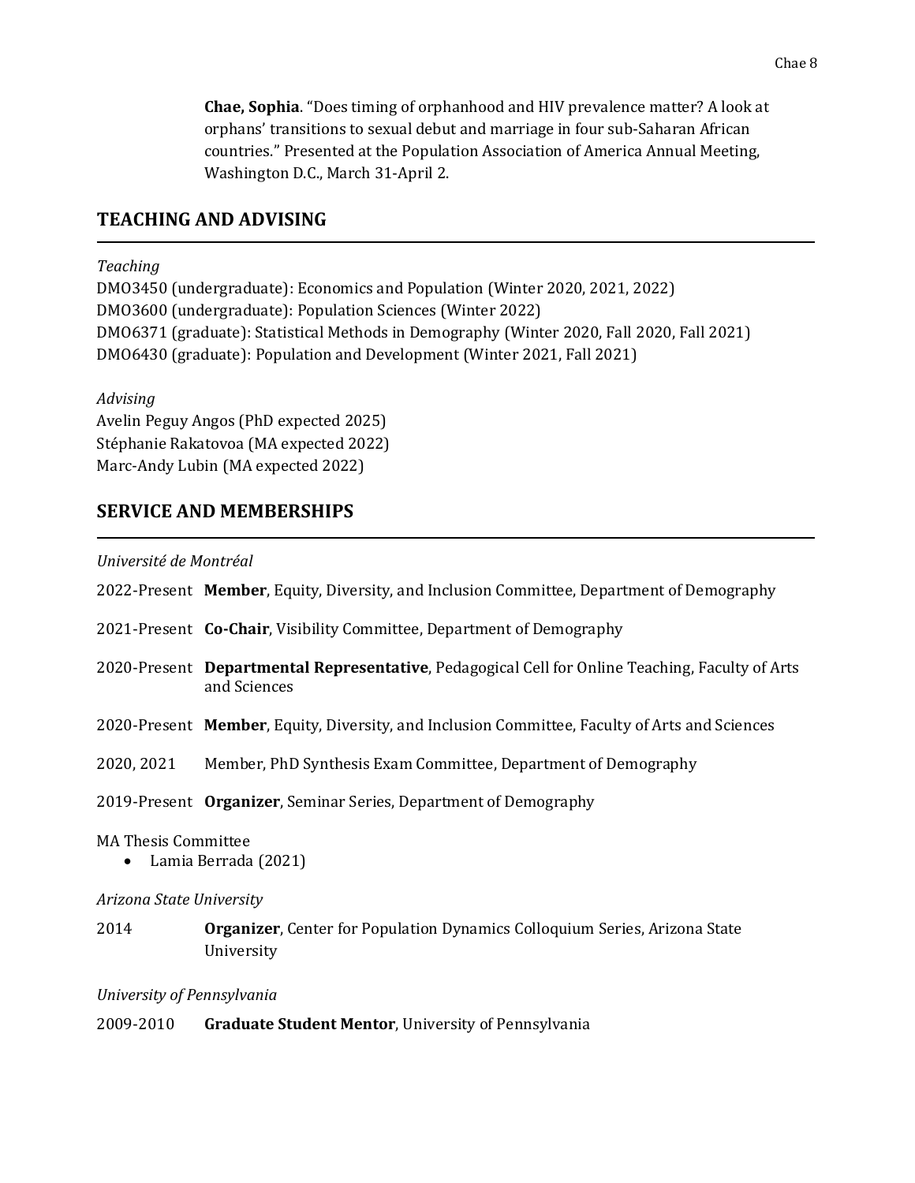**Chae, Sophia**. "Does timing of orphanhood and HIV prevalence matter? A look at orphans' transitions to sexual debut and marriage in four sub-Saharan African countries." Presented at the Population Association of America Annual Meeting, Washington D.C., March 31-April 2.

## TEACHING AND ADVISING

*Teaching*

DMO3450 (undergraduate): Economics and Population (Winter 2020, 2021, 2022)
DMO3600 (undergraduate): Population Sciences (Winter 2022)
DMO6371 (graduate): Statistical Methods in Demography (Winter 2020, Fall 2020, Fall 2021)
DMO6430 (graduate): Population and Development (Winter 2021, Fall 2021)

*Advising*

Avelin Peguy Angos (PhD expected 2025)
Stéphanie Rakatovoa (MA expected 2022)
Marc-Andy Lubin (MA expected 2022)

## SERVICE AND MEMBERSHIPS

*Université de Montréal*

2022-Present **Member**, Equity, Diversity, and Inclusion Committee, Department of Demography

2021-Present **Co-Chair**, Visibility Committee, Department of Demography

2020-Present **Departmental Representative**, Pedagogical Cell for Online Teaching, Faculty of Arts and Sciences

2020-Present **Member**, Equity, Diversity, and Inclusion Committee, Faculty of Arts and Sciences

2020, 2021 Member, PhD Synthesis Exam Committee, Department of Demography

2019-Present **Organizer**, Seminar Series, Department of Demography

MA Thesis Committee

- Lamia Berrada (2021)

*Arizona State University*

2014 **Organizer**, Center for Population Dynamics Colloquium Series, Arizona State University

*University of Pennsylvania*

2009-2010 **Graduate Student Mentor**, University of Pennsylvania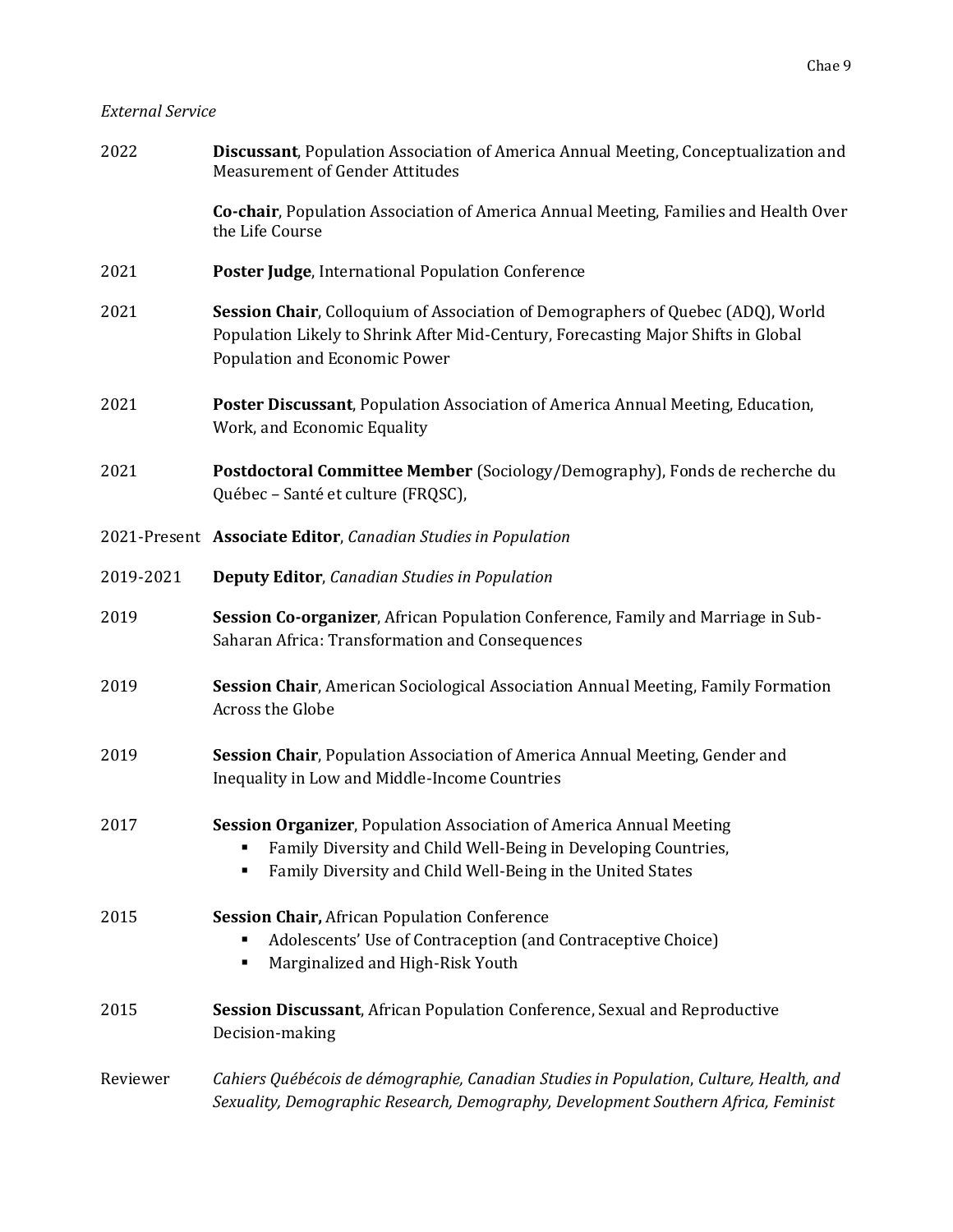*External Service*

2022 **Discussant**, Population Association of America Annual Meeting, Conceptualization and Measurement of Gender Attitudes

**Co-chair**, Population Association of America Annual Meeting, Families and Health Over the Life Course

2021 **Poster Judge**, International Population Conference

2021 **Session Chair**, Colloquium of Association of Demographers of Quebec (ADQ), World Population Likely to Shrink After Mid-Century, Forecasting Major Shifts in Global Population and Economic Power

2021 **Poster Discussant**, Population Association of America Annual Meeting, Education, Work, and Economic Equality

2021 **Postdoctoral Committee Member** (Sociology/Demography), Fonds de recherche du Québec – Santé et culture (FRQSC),

2021-Present **Associate Editor**, *Canadian Studies in Population*

2019-2021 **Deputy Editor**, *Canadian Studies in Population*

2019 **Session Co-organizer**, African Population Conference, Family and Marriage in Sub-Saharan Africa: Transformation and Consequences

2019 **Session Chair**, American Sociological Association Annual Meeting, Family Formation Across the Globe

2019 **Session Chair**, Population Association of America Annual Meeting, Gender and Inequality in Low and Middle-Income Countries

2017 **Session Organizer**, Population Association of America Annual Meeting

- Family Diversity and Child Well-Being in Developing Countries,
- Family Diversity and Child Well-Being in the United States

2015 **Session Chair,** African Population Conference

- Adolescents' Use of Contraception (and Contraceptive Choice)
- Marginalized and High-Risk Youth

2015 **Session Discussant**, African Population Conference, Sexual and Reproductive Decision-making

Reviewer *Cahiers Québécois de démographie, Canadian Studies in Population*, *Culture, Health, and Sexuality, Demographic Research, Demography, Development Southern Africa, Feminist*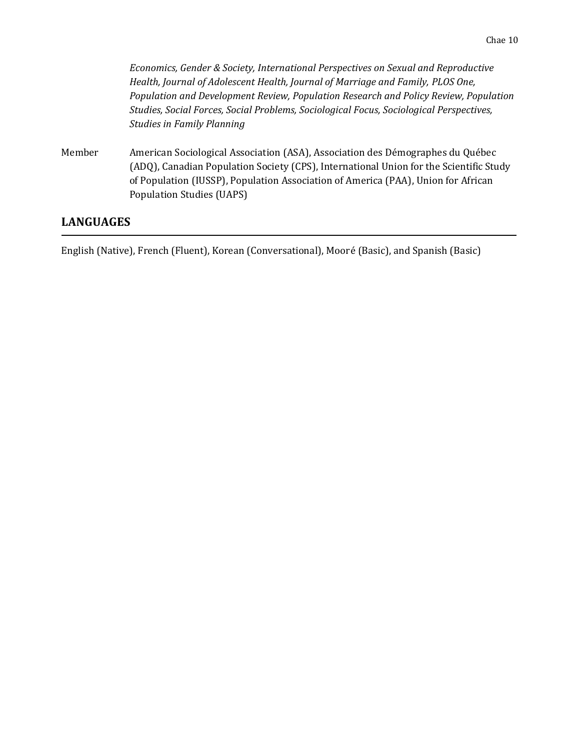*Economics, Gender & Society, International Perspectives on Sexual and Reproductive Health, Journal of Adolescent Health, Journal of Marriage and Family, PLOS One, Population and Development Review, Population Research and Policy Review, Population Studies, Social Forces, Social Problems, Sociological Focus, Sociological Perspectives, Studies in Family Planning*

Member — American Sociological Association (ASA), Association des Démographes du Québec (ADQ), Canadian Population Society (CPS), International Union for the Scientific Study of Population (IUSSP), Population Association of America (PAA), Union for African Population Studies (UAPS)

## LANGUAGES

English (Native), French (Fluent), Korean (Conversational), Mooré (Basic), and Spanish (Basic)